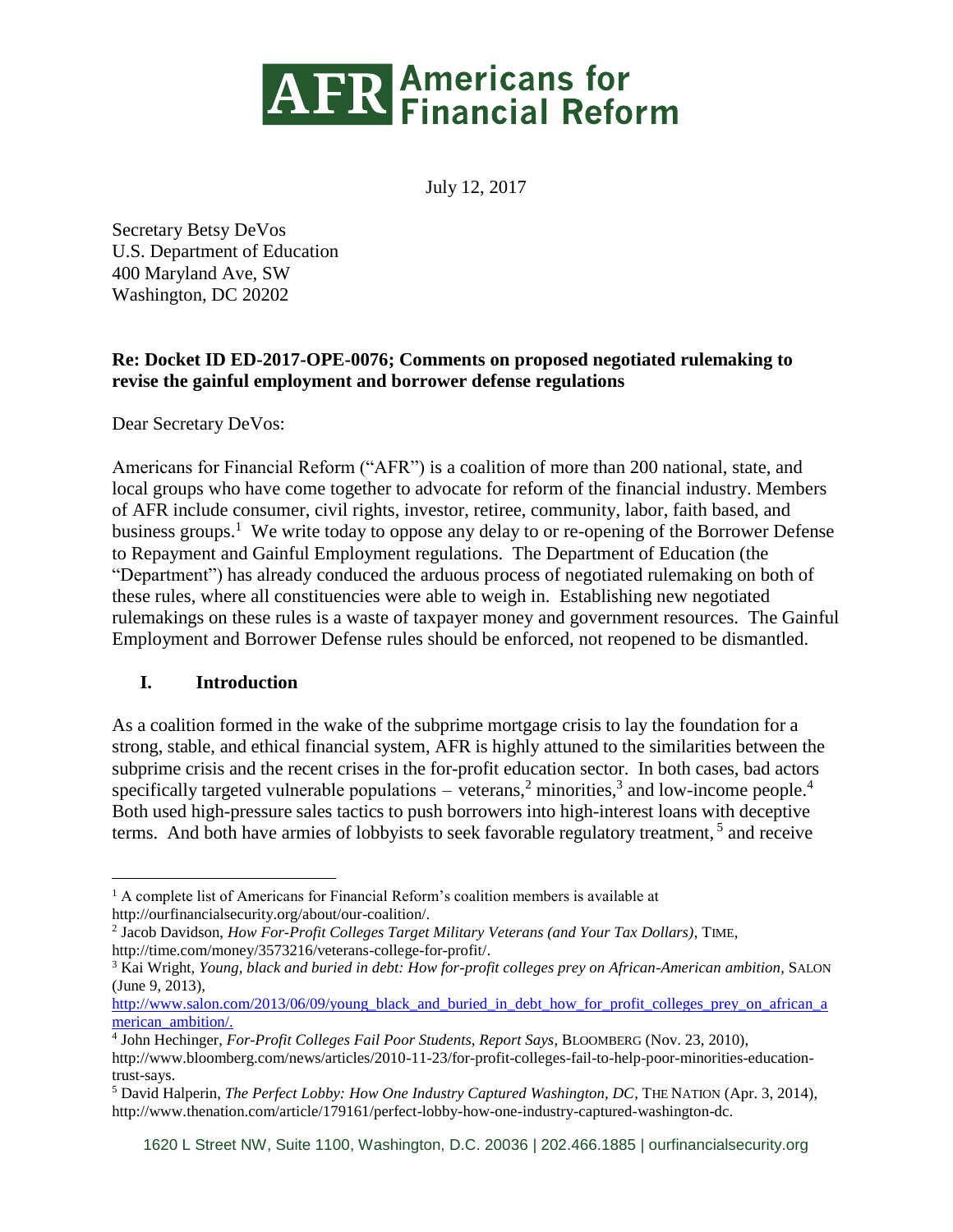# AFR Americans for Financial Reform

July 12, 2017

Secretary Betsy DeVos
U.S. Department of Education
400 Maryland Ave, SW
Washington, DC 20202

**Re: Docket ID ED-2017-OPE-0076; Comments on proposed negotiated rulemaking to revise the gainful employment and borrower defense regulations**

Dear Secretary DeVos:

Americans for Financial Reform ("AFR") is a coalition of more than 200 national, state, and local groups who have come together to advocate for reform of the financial industry. Members of AFR include consumer, civil rights, investor, retiree, community, labor, faith based, and business groups.[1] We write today to oppose any delay to or re-opening of the Borrower Defense to Repayment and Gainful Employment regulations. The Department of Education (the "Department") has already conduced the arduous process of negotiated rulemaking on both of these rules, where all constituencies were able to weigh in. Establishing new negotiated rulemakings on these rules is a waste of taxpayer money and government resources. The Gainful Employment and Borrower Defense rules should be enforced, not reopened to be dismantled.

## I. Introduction

As a coalition formed in the wake of the subprime mortgage crisis to lay the foundation for a strong, stable, and ethical financial system, AFR is highly attuned to the similarities between the subprime crisis and the recent crises in the for-profit education sector. In both cases, bad actors specifically targeted vulnerable populations – veterans,[2] minorities,[3] and low-income people.[4] Both used high-pressure sales tactics to push borrowers into high-interest loans with deceptive terms. And both have armies of lobbyists to seek favorable regulatory treatment, [5] and receive

---

[1] A complete list of Americans for Financial Reform's coalition members is available at http://ourfinancialsecurity.org/about/our-coalition/.

[2] Jacob Davidson, *How For-Profit Colleges Target Military Veterans (and Your Tax Dollars)*, TIME, http://time.com/money/3573216/veterans-college-for-profit/.

[3] Kai Wright, *Young, black and buried in debt: How for-profit colleges prey on African-American ambition*, SALON (June 9, 2013), http://www.salon.com/2013/06/09/young_black_and_buried_in_debt_how_for_profit_colleges_prey_on_african_american_ambition/.

[4] John Hechinger, *For-Profit Colleges Fail Poor Students, Report Says*, BLOOMBERG (Nov. 23, 2010), http://www.bloomberg.com/news/articles/2010-11-23/for-profit-colleges-fail-to-help-poor-minorities-education-trust-says.

[5] David Halperin, *The Perfect Lobby: How One Industry Captured Washington, DC*, THE NATION (Apr. 3, 2014), http://www.thenation.com/article/179161/perfect-lobby-how-one-industry-captured-washington-dc.

1620 L Street NW, Suite 1100, Washington, D.C. 20036 | 202.466.1885 | ourfinancialsecurity.org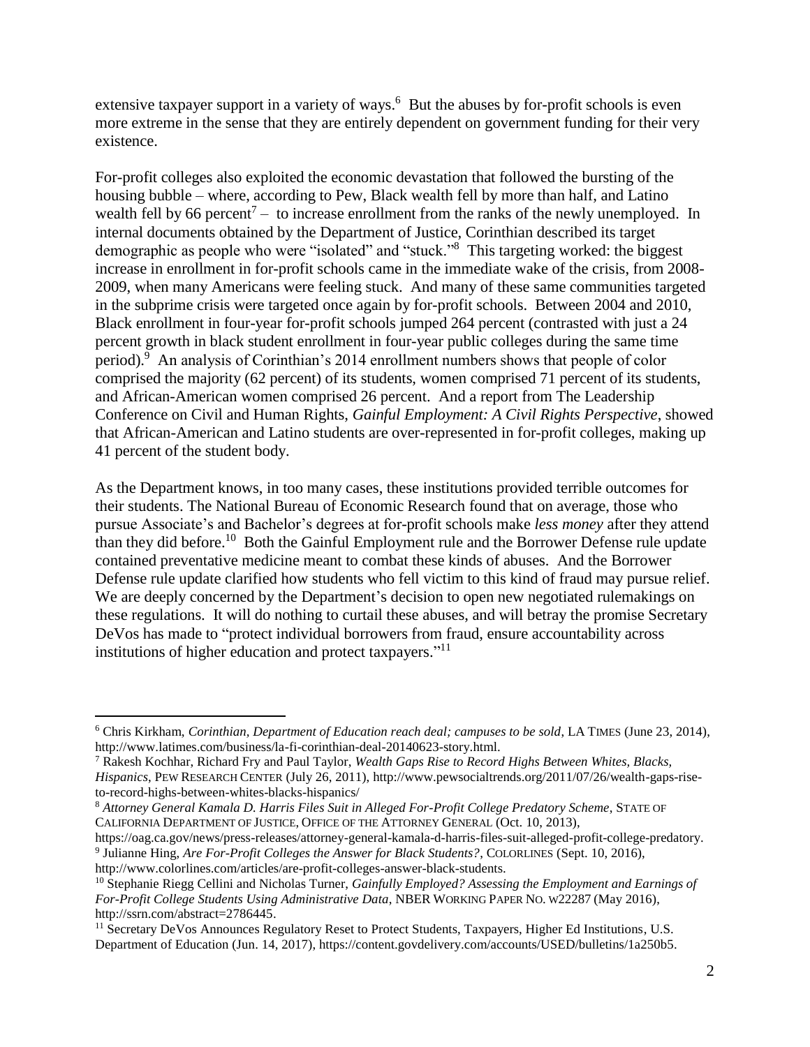extensive taxpayer support in a variety of ways.[6] But the abuses by for-profit schools is even more extreme in the sense that they are entirely dependent on government funding for their very existence.

For-profit colleges also exploited the economic devastation that followed the bursting of the housing bubble – where, according to Pew, Black wealth fell by more than half, and Latino wealth fell by 66 percent[7] – to increase enrollment from the ranks of the newly unemployed. In internal documents obtained by the Department of Justice, Corinthian described its target demographic as people who were "isolated" and "stuck."[8] This targeting worked: the biggest increase in enrollment in for-profit schools came in the immediate wake of the crisis, from 2008-2009, when many Americans were feeling stuck. And many of these same communities targeted in the subprime crisis were targeted once again by for-profit schools. Between 2004 and 2010, Black enrollment in four-year for-profit schools jumped 264 percent (contrasted with just a 24 percent growth in black student enrollment in four-year public colleges during the same time period).[9] An analysis of Corinthian's 2014 enrollment numbers shows that people of color comprised the majority (62 percent) of its students, women comprised 71 percent of its students, and African-American women comprised 26 percent. And a report from The Leadership Conference on Civil and Human Rights, *Gainful Employment: A Civil Rights Perspective*, showed that African-American and Latino students are over-represented in for-profit colleges, making up 41 percent of the student body.

As the Department knows, in too many cases, these institutions provided terrible outcomes for their students. The National Bureau of Economic Research found that on average, those who pursue Associate's and Bachelor's degrees at for-profit schools make *less money* after they attend than they did before.[10] Both the Gainful Employment rule and the Borrower Defense rule update contained preventative medicine meant to combat these kinds of abuses. And the Borrower Defense rule update clarified how students who fell victim to this kind of fraud may pursue relief. We are deeply concerned by the Department's decision to open new negotiated rulemakings on these regulations. It will do nothing to curtail these abuses, and will betray the promise Secretary DeVos has made to "protect individual borrowers from fraud, ensure accountability across institutions of higher education and protect taxpayers."[11]

---

[6] Chris Kirkham, *Corinthian, Department of Education reach deal; campuses to be sold*, LA TIMES (June 23, 2014), http://www.latimes.com/business/la-fi-corinthian-deal-20140623-story.html.

[7] Rakesh Kochhar, Richard Fry and Paul Taylor, *Wealth Gaps Rise to Record Highs Between Whites, Blacks, Hispanics*, PEW RESEARCH CENTER (July 26, 2011), http://www.pewsocialtrends.org/2011/07/26/wealth-gaps-rise-to-record-highs-between-whites-blacks-hispanics/

[8] *Attorney General Kamala D. Harris Files Suit in Alleged For-Profit College Predatory Scheme*, STATE OF CALIFORNIA DEPARTMENT OF JUSTICE, OFFICE OF THE ATTORNEY GENERAL (Oct. 10, 2013), https://oag.ca.gov/news/press-releases/attorney-general-kamala-d-harris-files-suit-alleged-profit-college-predatory.

[9] Julianne Hing, *Are For-Profit Colleges the Answer for Black Students?*, COLORLINES (Sept. 10, 2016), http://www.colorlines.com/articles/are-profit-colleges-answer-black-students.

[10] Stephanie Riegg Cellini and Nicholas Turner, *Gainfully Employed? Assessing the Employment and Earnings of For-Profit College Students Using Administrative Data*, NBER WORKING PAPER NO. W22287 (May 2016), http://ssrn.com/abstract=2786445.

[11] Secretary DeVos Announces Regulatory Reset to Protect Students, Taxpayers, Higher Ed Institutions, U.S. Department of Education (Jun. 14, 2017), https://content.govdelivery.com/accounts/USED/bulletins/1a250b5.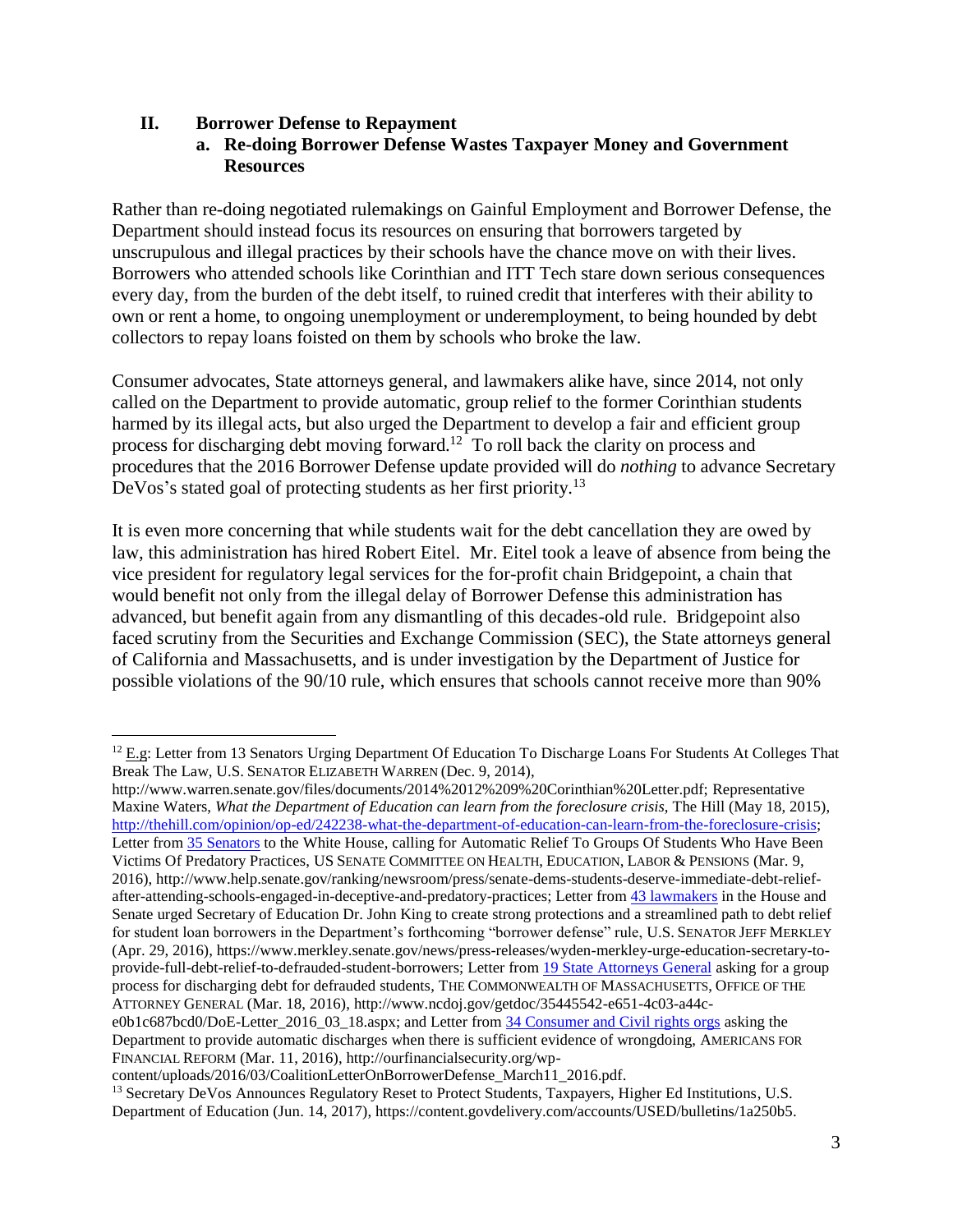## II. Borrower Defense to Repayment

### a. Re-doing Borrower Defense Wastes Taxpayer Money and Government Resources

Rather than re-doing negotiated rulemakings on Gainful Employment and Borrower Defense, the Department should instead focus its resources on ensuring that borrowers targeted by unscrupulous and illegal practices by their schools have the chance move on with their lives. Borrowers who attended schools like Corinthian and ITT Tech stare down serious consequences every day, from the burden of the debt itself, to ruined credit that interferes with their ability to own or rent a home, to ongoing unemployment or underemployment, to being hounded by debt collectors to repay loans foisted on them by schools who broke the law.

Consumer advocates, State attorneys general, and lawmakers alike have, since 2014, not only called on the Department to provide automatic, group relief to the former Corinthian students harmed by its illegal acts, but also urged the Department to develop a fair and efficient group process for discharging debt moving forward.[12] To roll back the clarity on process and procedures that the 2016 Borrower Defense update provided will do *nothing* to advance Secretary DeVos's stated goal of protecting students as her first priority.[13]

It is even more concerning that while students wait for the debt cancellation they are owed by law, this administration has hired Robert Eitel. Mr. Eitel took a leave of absence from being the vice president for regulatory legal services for the for-profit chain Bridgepoint, a chain that would benefit not only from the illegal delay of Borrower Defense this administration has advanced, but benefit again from any dismantling of this decades-old rule. Bridgepoint also faced scrutiny from the Securities and Exchange Commission (SEC), the State attorneys general of California and Massachusetts, and is under investigation by the Department of Justice for possible violations of the 90/10 rule, which ensures that schools cannot receive more than 90%

---

[12] E.g: Letter from 13 Senators Urging Department Of Education To Discharge Loans For Students At Colleges That Break The Law, U.S. SENATOR ELIZABETH WARREN (Dec. 9, 2014), http://www.warren.senate.gov/files/documents/2014%2012%209%20Corinthian%20Letter.pdf; Representative Maxine Waters, *What the Department of Education can learn from the foreclosure crisis*, The Hill (May 18, 2015), http://thehill.com/opinion/op-ed/242238-what-the-department-of-education-can-learn-from-the-foreclosure-crisis; Letter from 35 Senators to the White House, calling for Automatic Relief To Groups Of Students Who Have Been Victims Of Predatory Practices, US SENATE COMMITTEE ON HEALTH, EDUCATION, LABOR & PENSIONS (Mar. 9, 2016), http://www.help.senate.gov/ranking/newsroom/press/senate-dems-students-deserve-immediate-debt-relief-after-attending-schools-engaged-in-deceptive-and-predatory-practices; Letter from 43 lawmakers in the House and Senate urged Secretary of Education Dr. John King to create strong protections and a streamlined path to debt relief for student loan borrowers in the Department's forthcoming "borrower defense" rule, U.S. SENATOR JEFF MERKLEY (Apr. 29, 2016), https://www.merkley.senate.gov/news/press-releases/wyden-merkley-urge-education-secretary-to-provide-full-debt-relief-to-defrauded-student-borrowers; Letter from 19 State Attorneys General asking for a group process for discharging debt for defrauded students, THE COMMONWEALTH OF MASSACHUSETTS, OFFICE OF THE ATTORNEY GENERAL (Mar. 18, 2016), http://www.ncdoj.gov/getdoc/35445542-e651-4c03-a44c-e0b1c687bcd0/DoE-Letter_2016_03_18.aspx; and Letter from 34 Consumer and Civil rights orgs asking the Department to provide automatic discharges when there is sufficient evidence of wrongdoing, AMERICANS FOR FINANCIAL REFORM (Mar. 11, 2016), http://ourfinancialsecurity.org/wp-content/uploads/2016/03/CoalitionLetterOnBorrowerDefense_March11_2016.pdf.

[13] Secretary DeVos Announces Regulatory Reset to Protect Students, Taxpayers, Higher Ed Institutions, U.S. Department of Education (Jun. 14, 2017), https://content.govdelivery.com/accounts/USED/bulletins/1a250b5.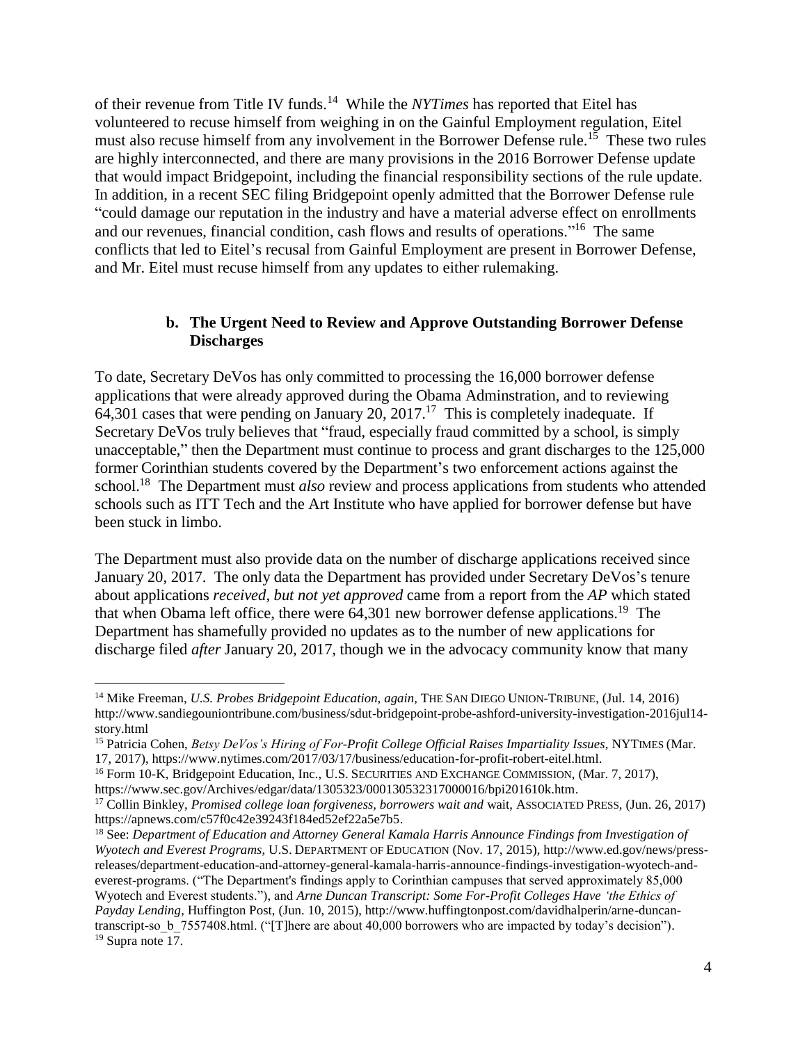of their revenue from Title IV funds.[14] While the *NYTimes* has reported that Eitel has volunteered to recuse himself from weighing in on the Gainful Employment regulation, Eitel must also recuse himself from any involvement in the Borrower Defense rule.[15] These two rules are highly interconnected, and there are many provisions in the 2016 Borrower Defense update that would impact Bridgepoint, including the financial responsibility sections of the rule update. In addition, in a recent SEC filing Bridgepoint openly admitted that the Borrower Defense rule "could damage our reputation in the industry and have a material adverse effect on enrollments and our revenues, financial condition, cash flows and results of operations."[16] The same conflicts that led to Eitel's recusal from Gainful Employment are present in Borrower Defense, and Mr. Eitel must recuse himself from any updates to either rulemaking.

**b. The Urgent Need to Review and Approve Outstanding Borrower Defense Discharges**

To date, Secretary DeVos has only committed to processing the 16,000 borrower defense applications that were already approved during the Obama Adminstration, and to reviewing 64,301 cases that were pending on January 20, 2017.[17] This is completely inadequate. If Secretary DeVos truly believes that "fraud, especially fraud committed by a school, is simply unacceptable," then the Department must continue to process and grant discharges to the 125,000 former Corinthian students covered by the Department's two enforcement actions against the school.[18] The Department must *also* review and process applications from students who attended schools such as ITT Tech and the Art Institute who have applied for borrower defense but have been stuck in limbo.

The Department must also provide data on the number of discharge applications received since January 20, 2017. The only data the Department has provided under Secretary DeVos's tenure about applications *received, but not yet approved* came from a report from the *AP* which stated that when Obama left office, there were 64,301 new borrower defense applications.[19] The Department has shamefully provided no updates as to the number of new applications for discharge filed *after* January 20, 2017, though we in the advocacy community know that many

---

[14] Mike Freeman, *U.S. Probes Bridgepoint Education, again*, THE SAN DIEGO UNION-TRIBUNE, (Jul. 14, 2016) http://www.sandiegouniontribune.com/business/sdut-bridgepoint-probe-ashford-university-investigation-2016jul14-story.html

[15] Patricia Cohen, *Betsy DeVos's Hiring of For-Profit College Official Raises Impartiality Issues*, NYTIMES (Mar. 17, 2017), https://www.nytimes.com/2017/03/17/business/education-for-profit-robert-eitel.html.

[16] Form 10-K, Bridgepoint Education, Inc., U.S. SECURITIES AND EXCHANGE COMMISSION, (Mar. 7, 2017), https://www.sec.gov/Archives/edgar/data/1305323/000130532317000016/bpi201610k.htm.

[17] Collin Binkley, *Promised college loan forgiveness, borrowers wait and* wait, ASSOCIATED PRESS, (Jun. 26, 2017) https://apnews.com/c57f0c42e39243f184ed52ef22a5e7b5.

[18] See: *Department of Education and Attorney General Kamala Harris Announce Findings from Investigation of Wyotech and Everest Programs*, U.S. DEPARTMENT OF EDUCATION (Nov. 17, 2015), http://www.ed.gov/news/press-releases/department-education-and-attorney-general-kamala-harris-announce-findings-investigation-wyotech-and-everest-programs. ("The Department's findings apply to Corinthian campuses that served approximately 85,000 Wyotech and Everest students."), and *Arne Duncan Transcript: Some For-Profit Colleges Have 'the Ethics of Payday Lending*, Huffington Post, (Jun. 10, 2015), http://www.huffingtonpost.com/davidhalperin/arne-duncan-transcript-so_b_7557408.html. ("[T]here are about 40,000 borrowers who are impacted by today's decision").

[19] Supra note 17.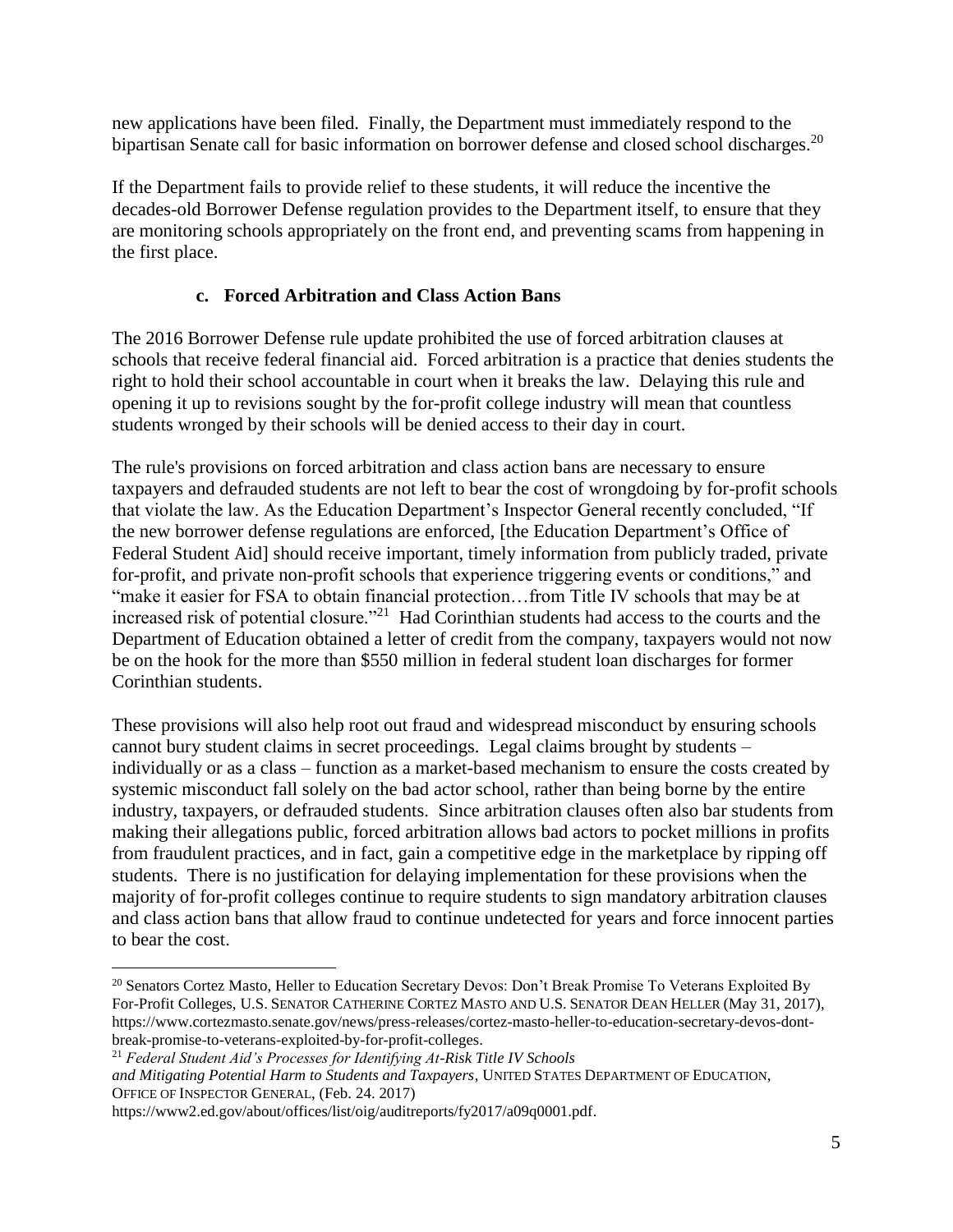new applications have been filed. Finally, the Department must immediately respond to the bipartisan Senate call for basic information on borrower defense and closed school discharges.[20]

If the Department fails to provide relief to these students, it will reduce the incentive the decades-old Borrower Defense regulation provides to the Department itself, to ensure that they are monitoring schools appropriately on the front end, and preventing scams from happening in the first place.

### c. Forced Arbitration and Class Action Bans

The 2016 Borrower Defense rule update prohibited the use of forced arbitration clauses at schools that receive federal financial aid. Forced arbitration is a practice that denies students the right to hold their school accountable in court when it breaks the law. Delaying this rule and opening it up to revisions sought by the for-profit college industry will mean that countless students wronged by their schools will be denied access to their day in court.

The rule's provisions on forced arbitration and class action bans are necessary to ensure taxpayers and defrauded students are not left to bear the cost of wrongdoing by for-profit schools that violate the law. As the Education Department's Inspector General recently concluded, "If the new borrower defense regulations are enforced, [the Education Department's Office of Federal Student Aid] should receive important, timely information from publicly traded, private for-profit, and private non-profit schools that experience triggering events or conditions," and "make it easier for FSA to obtain financial protection…from Title IV schools that may be at increased risk of potential closure."[21] Had Corinthian students had access to the courts and the Department of Education obtained a letter of credit from the company, taxpayers would not now be on the hook for the more than $550 million in federal student loan discharges for former Corinthian students.

These provisions will also help root out fraud and widespread misconduct by ensuring schools cannot bury student claims in secret proceedings. Legal claims brought by students – individually or as a class – function as a market-based mechanism to ensure the costs created by systemic misconduct fall solely on the bad actor school, rather than being borne by the entire industry, taxpayers, or defrauded students. Since arbitration clauses often also bar students from making their allegations public, forced arbitration allows bad actors to pocket millions in profits from fraudulent practices, and in fact, gain a competitive edge in the marketplace by ripping off students. There is no justification for delaying implementation for these provisions when the majority of for-profit colleges continue to require students to sign mandatory arbitration clauses and class action bans that allow fraud to continue undetected for years and force innocent parties to bear the cost.

---

[20] Senators Cortez Masto, Heller to Education Secretary Devos: Don't Break Promise To Veterans Exploited By For-Profit Colleges, U.S. SENATOR CATHERINE CORTEZ MASTO AND U.S. SENATOR DEAN HELLER (May 31, 2017), https://www.cortezmasto.senate.gov/news/press-releases/cortez-masto-heller-to-education-secretary-devos-dont-break-promise-to-veterans-exploited-by-for-profit-colleges.

[21] *Federal Student Aid's Processes for Identifying At-Risk Title IV Schools and Mitigating Potential Harm to Students and Taxpayers*, UNITED STATES DEPARTMENT OF EDUCATION, OFFICE OF INSPECTOR GENERAL, (Feb. 24. 2017) https://www2.ed.gov/about/offices/list/oig/auditreports/fy2017/a09q0001.pdf.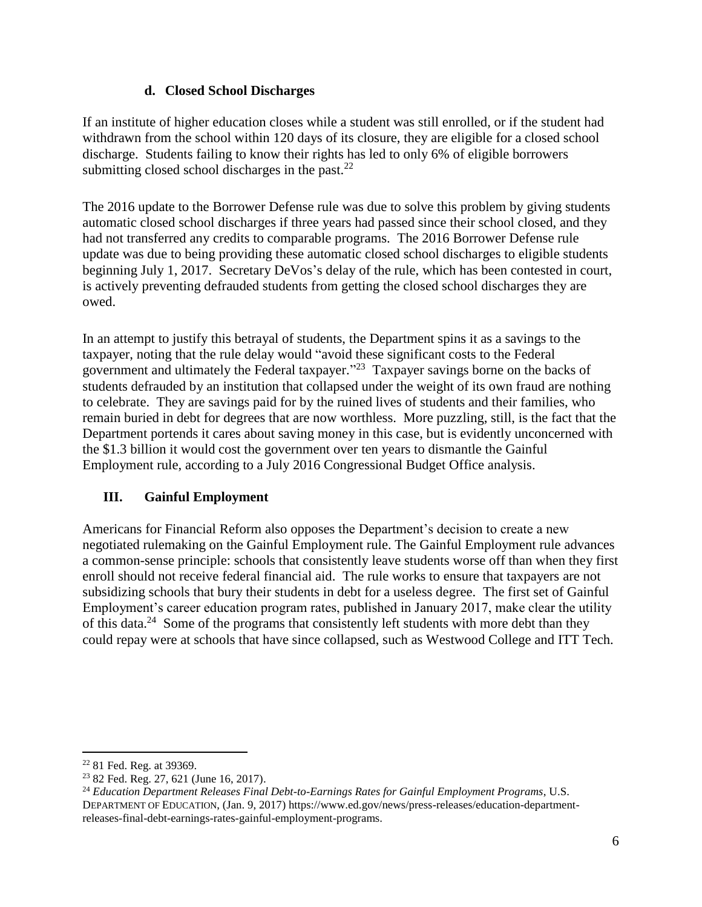#### d. Closed School Discharges

If an institute of higher education closes while a student was still enrolled, or if the student had withdrawn from the school within 120 days of its closure, they are eligible for a closed school discharge. Students failing to know their rights has led to only 6% of eligible borrowers submitting closed school discharges in the past.[22]

The 2016 update to the Borrower Defense rule was due to solve this problem by giving students automatic closed school discharges if three years had passed since their school closed, and they had not transferred any credits to comparable programs. The 2016 Borrower Defense rule update was due to being providing these automatic closed school discharges to eligible students beginning July 1, 2017. Secretary DeVos's delay of the rule, which has been contested in court, is actively preventing defrauded students from getting the closed school discharges they are owed.

In an attempt to justify this betrayal of students, the Department spins it as a savings to the taxpayer, noting that the rule delay would "avoid these significant costs to the Federal government and ultimately the Federal taxpayer."[23] Taxpayer savings borne on the backs of students defrauded by an institution that collapsed under the weight of its own fraud are nothing to celebrate. They are savings paid for by the ruined lives of students and their families, who remain buried in debt for degrees that are now worthless. More puzzling, still, is the fact that the Department portends it cares about saving money in this case, but is evidently unconcerned with the $1.3 billion it would cost the government over ten years to dismantle the Gainful Employment rule, according to a July 2016 Congressional Budget Office analysis.

## III. Gainful Employment

Americans for Financial Reform also opposes the Department's decision to create a new negotiated rulemaking on the Gainful Employment rule. The Gainful Employment rule advances a common-sense principle: schools that consistently leave students worse off than when they first enroll should not receive federal financial aid. The rule works to ensure that taxpayers are not subsidizing schools that bury their students in debt for a useless degree. The first set of Gainful Employment's career education program rates, published in January 2017, make clear the utility of this data.[24] Some of the programs that consistently left students with more debt than they could repay were at schools that have since collapsed, such as Westwood College and ITT Tech.

---

[22] 81 Fed. Reg. at 39369.

[23] 82 Fed. Reg. 27, 621 (June 16, 2017).

[24] *Education Department Releases Final Debt-to-Earnings Rates for Gainful Employment Programs*, U.S. DEPARTMENT OF EDUCATION, (Jan. 9, 2017) https://www.ed.gov/news/press-releases/education-department-releases-final-debt-earnings-rates-gainful-employment-programs.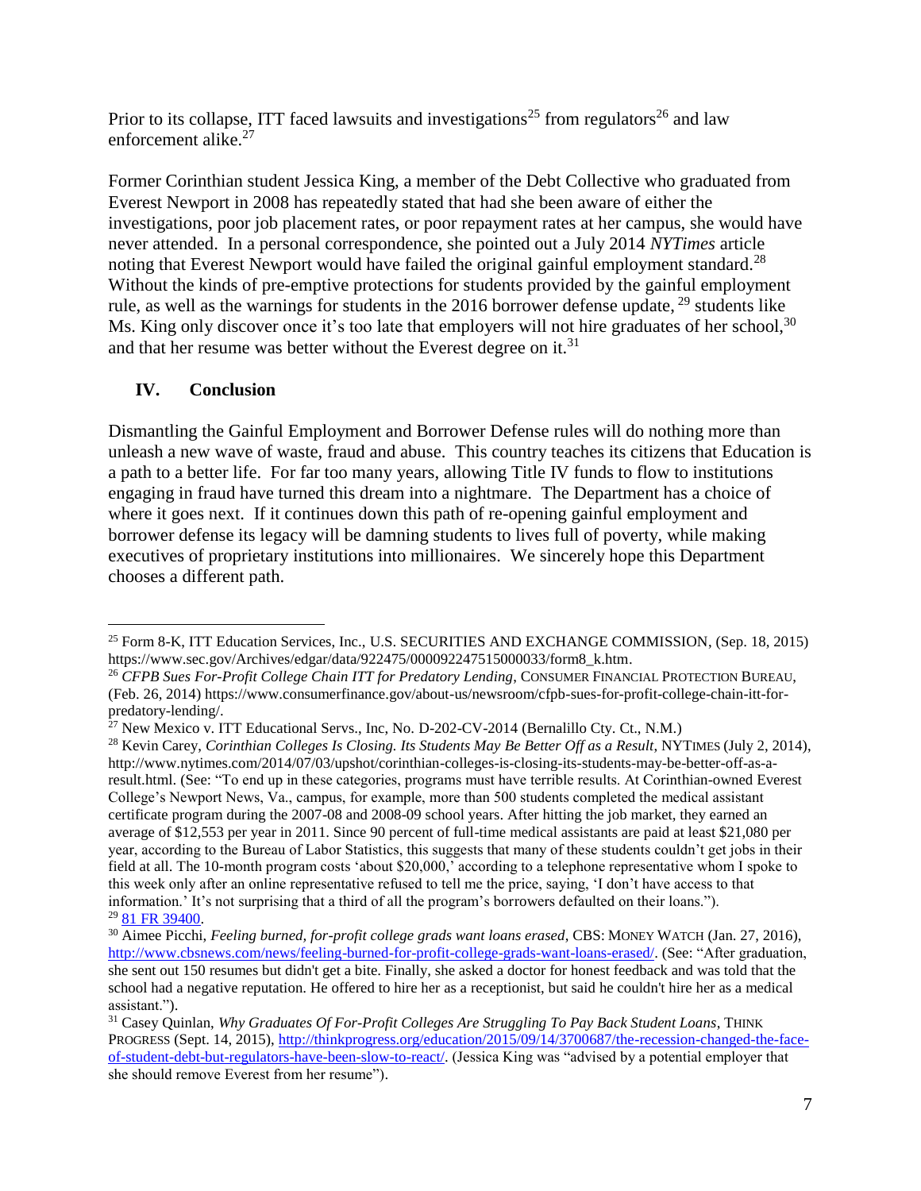Prior to its collapse, ITT faced lawsuits and investigations[25] from regulators[26] and law enforcement alike.[27]

Former Corinthian student Jessica King, a member of the Debt Collective who graduated from Everest Newport in 2008 has repeatedly stated that had she been aware of either the investigations, poor job placement rates, or poor repayment rates at her campus, she would have never attended. In a personal correspondence, she pointed out a July 2014 *NYTimes* article noting that Everest Newport would have failed the original gainful employment standard.[28] Without the kinds of pre-emptive protections for students provided by the gainful employment rule, as well as the warnings for students in the 2016 borrower defense update, [29] students like Ms. King only discover once it's too late that employers will not hire graduates of her school,[30] and that her resume was better without the Everest degree on it.[31]

## IV. Conclusion

Dismantling the Gainful Employment and Borrower Defense rules will do nothing more than unleash a new wave of waste, fraud and abuse. This country teaches its citizens that Education is a path to a better life. For far too many years, allowing Title IV funds to flow to institutions engaging in fraud have turned this dream into a nightmare. The Department has a choice of where it goes next. If it continues down this path of re-opening gainful employment and borrower defense its legacy will be damning students to lives full of poverty, while making executives of proprietary institutions into millionaires. We sincerely hope this Department chooses a different path.

---

[25] Form 8-K, ITT Education Services, Inc., U.S. SECURITIES AND EXCHANGE COMMISSION, (Sep. 18, 2015) https://www.sec.gov/Archives/edgar/data/922475/000092247515000033/form8_k.htm.

[26] *CFPB Sues For-Profit College Chain ITT for Predatory Lending*, CONSUMER FINANCIAL PROTECTION BUREAU, (Feb. 26, 2014) https://www.consumerfinance.gov/about-us/newsroom/cfpb-sues-for-profit-college-chain-itt-for-predatory-lending/.

[27] New Mexico v. ITT Educational Servs., Inc, No. D-202-CV-2014 (Bernalillo Cty. Ct., N.M.)

[28] Kevin Carey, *Corinthian Colleges Is Closing. Its Students May Be Better Off as a Result*, NYTIMES (July 2, 2014), http://www.nytimes.com/2014/07/03/upshot/corinthian-colleges-is-closing-its-students-may-be-better-off-as-a-result.html. (See: "To end up in these categories, programs must have terrible results. At Corinthian-owned Everest College's Newport News, Va., campus, for example, more than 500 students completed the medical assistant certificate program during the 2007-08 and 2008-09 school years. After hitting the job market, they earned an average of $12,553 per year in 2011. Since 90 percent of full-time medical assistants are paid at least $21,080 per year, according to the Bureau of Labor Statistics, this suggests that many of these students couldn't get jobs in their field at all. The 10-month program costs 'about $20,000,' according to a telephone representative whom I spoke to this week only after an online representative refused to tell me the price, saying, 'I don't have access to that information.' It's not surprising that a third of all the program's borrowers defaulted on their loans.").

[29] 81 FR 39400.

[30] Aimee Picchi, *Feeling burned, for-profit college grads want loans erased*, CBS: MONEY WATCH (Jan. 27, 2016), http://www.cbsnews.com/news/feeling-burned-for-profit-college-grads-want-loans-erased/. (See: "After graduation, she sent out 150 resumes but didn't get a bite. Finally, she asked a doctor for honest feedback and was told that the school had a negative reputation. He offered to hire her as a receptionist, but said he couldn't hire her as a medical assistant.").

[31] Casey Quinlan, *Why Graduates Of For-Profit Colleges Are Struggling To Pay Back Student Loans*, THINK PROGRESS (Sept. 14, 2015), http://thinkprogress.org/education/2015/09/14/3700687/the-recession-changed-the-face-of-student-debt-but-regulators-have-been-slow-to-react/. (Jessica King was "advised by a potential employer that she should remove Everest from her resume").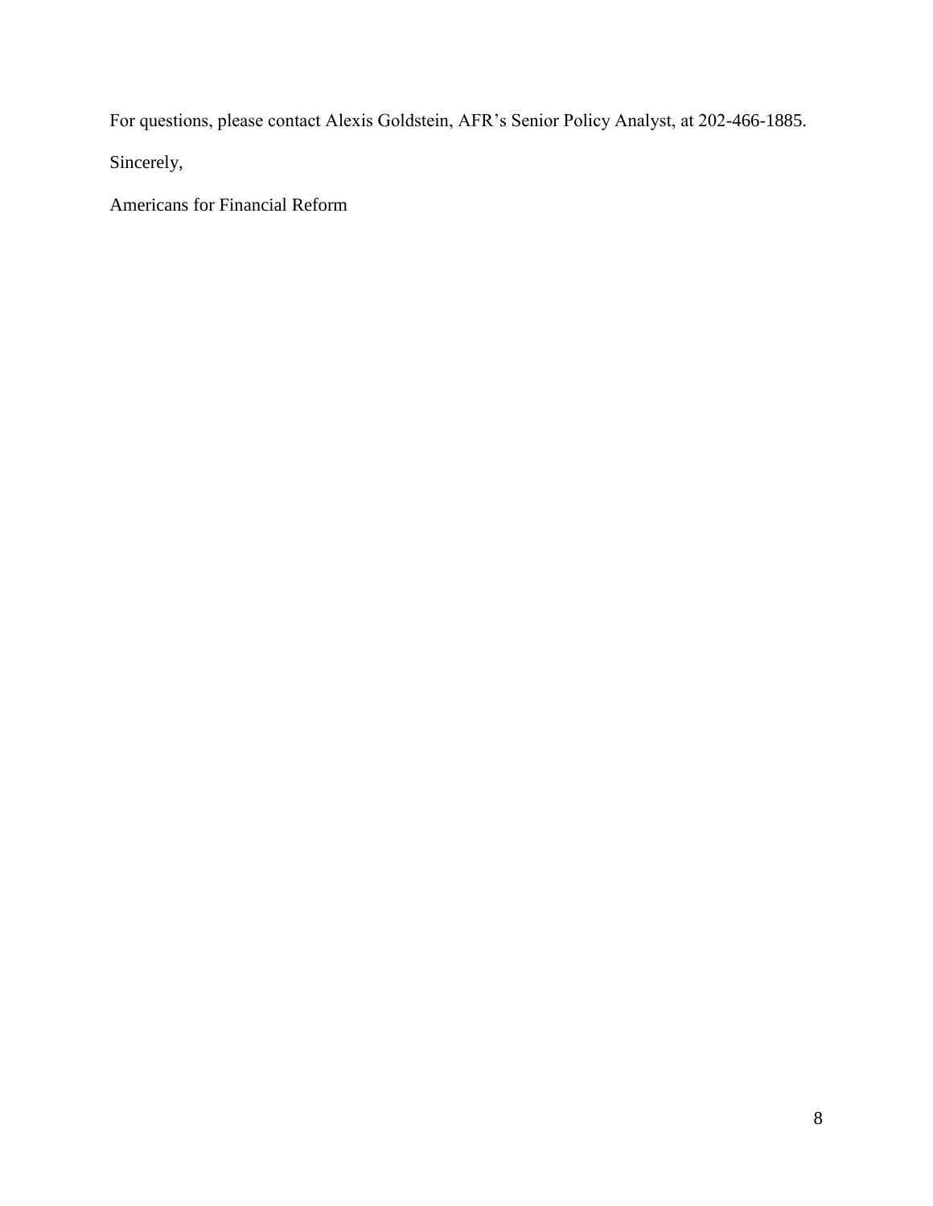For questions, please contact Alexis Goldstein, AFR's Senior Policy Analyst, at 202-466-1885.

Sincerely,

Americans for Financial Reform